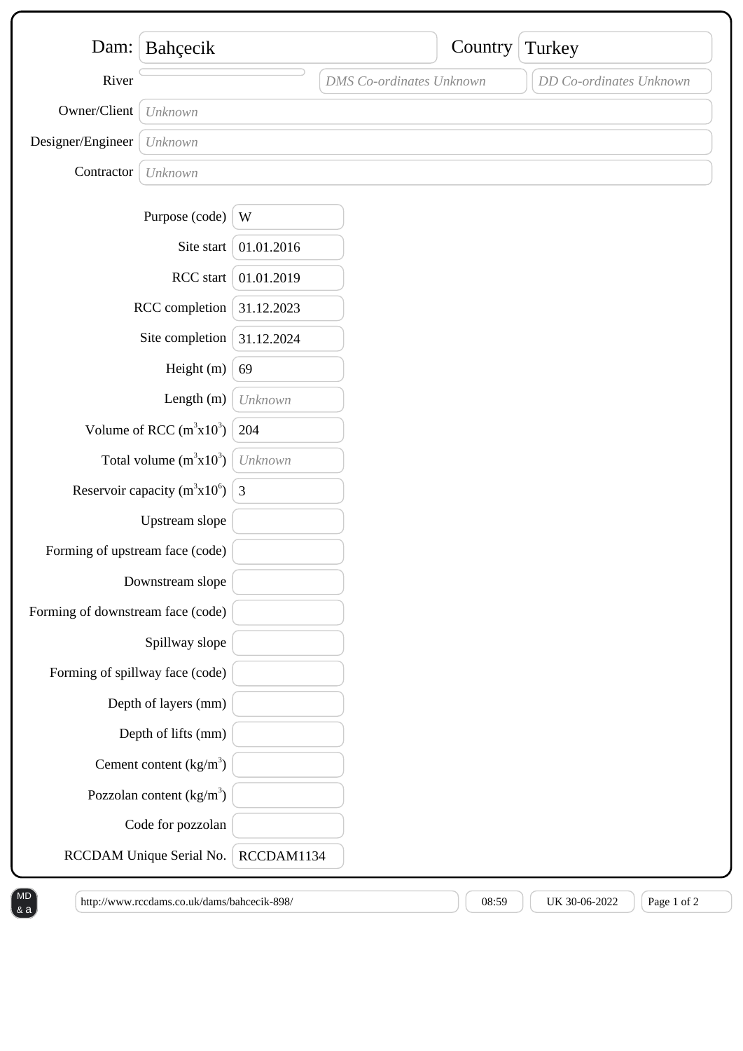**Dam:** Bahçecik

**Country:** Turkey

**River:** 

*DMS Co-ordinates Unknown*

*DD Co-ordinates Unknown*

**Owner/Client:** *Unknown*

**Designer/Engineer:** *Unknown*

**Contractor:** *Unknown*

| Field | Value |
| --- | --- |
| Purpose (code) | W |
| Site start | 01.01.2016 |
| RCC start | 01.01.2019 |
| RCC completion | 31.12.2023 |
| Site completion | 31.12.2024 |
| Height (m) | 69 |
| Length (m) | *Unknown* |
| Volume of RCC ($m^3x10^3$) | 204 |
| Total volume ($m^3x10^3$) | *Unknown* |
| Reservoir capacity ($m^3x10^6$) | 3 |
| Upstream slope | |
| Forming of upstream face (code) | |
| Downstream slope | |
| Forming of downstream face (code) | |
| Spillway slope | |
| Forming of spillway face (code) | |
| Depth of layers (mm) | |
| Depth of lifts (mm) | |
| Cement content ($kg/m^3$) | |
| Pozzolan content ($kg/m^3$) | |
| Code for pozzolan | |
| RCCDAM Unique Serial No. | RCCDAM1134 |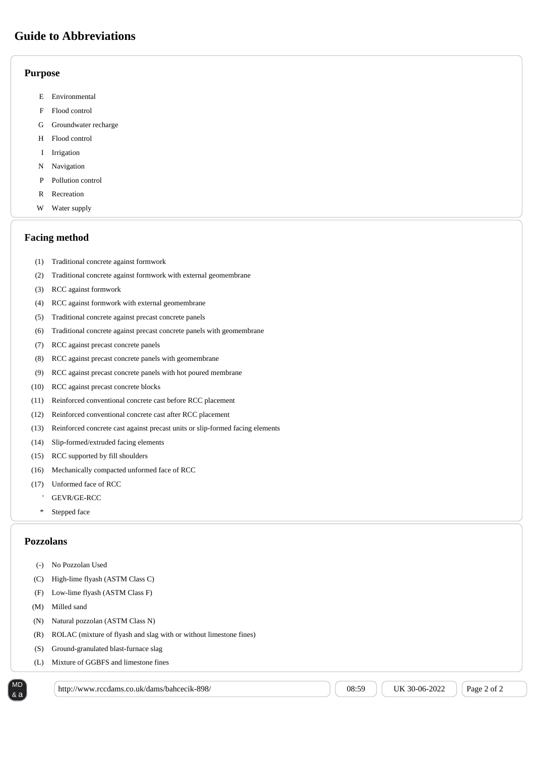# Guide to Abbreviations

## Purpose

- E Environmental
- F Flood control
- G Groundwater recharge
- H Flood control
- I Irrigation
- N Navigation
- P Pollution control
- R Recreation
- W Water supply

## Facing method

- (1) Traditional concrete against formwork
- (2) Traditional concrete against formwork with external geomembrane
- (3) RCC against formwork
- (4) RCC against formwork with external geomembrane
- (5) Traditional concrete against precast concrete panels
- (6) Traditional concrete against precast concrete panels with geomembrane
- (7) RCC against precast concrete panels
- (8) RCC against precast concrete panels with geomembrane
- (9) RCC against precast concrete panels with hot poured membrane
- (10) RCC against precast concrete blocks
- (11) Reinforced conventional concrete cast before RCC placement
- (12) Reinforced conventional concrete cast after RCC placement
- (13) Reinforced concrete cast against precast units or slip-formed facing elements
- (14) Slip-formed/extruded facing elements
- (15) RCC supported by fill shoulders
- (16) Mechanically compacted unformed face of RCC
- (17) Unformed face of RCC
- ' GEVR/GE-RCC
- * Stepped face

## Pozzolans

- (-) No Pozzolan Used
- (C) High-lime flyash (ASTM Class C)
- (F) Low-lime flyash (ASTM Class F)
- (M) Milled sand
- (N) Natural pozzolan (ASTM Class N)
- (R) ROLAC (mixture of flyash and slag with or without limestone fines)
- (S) Ground-granulated blast-furnace slag
- (L) Mixture of GGBFS and limestone fines